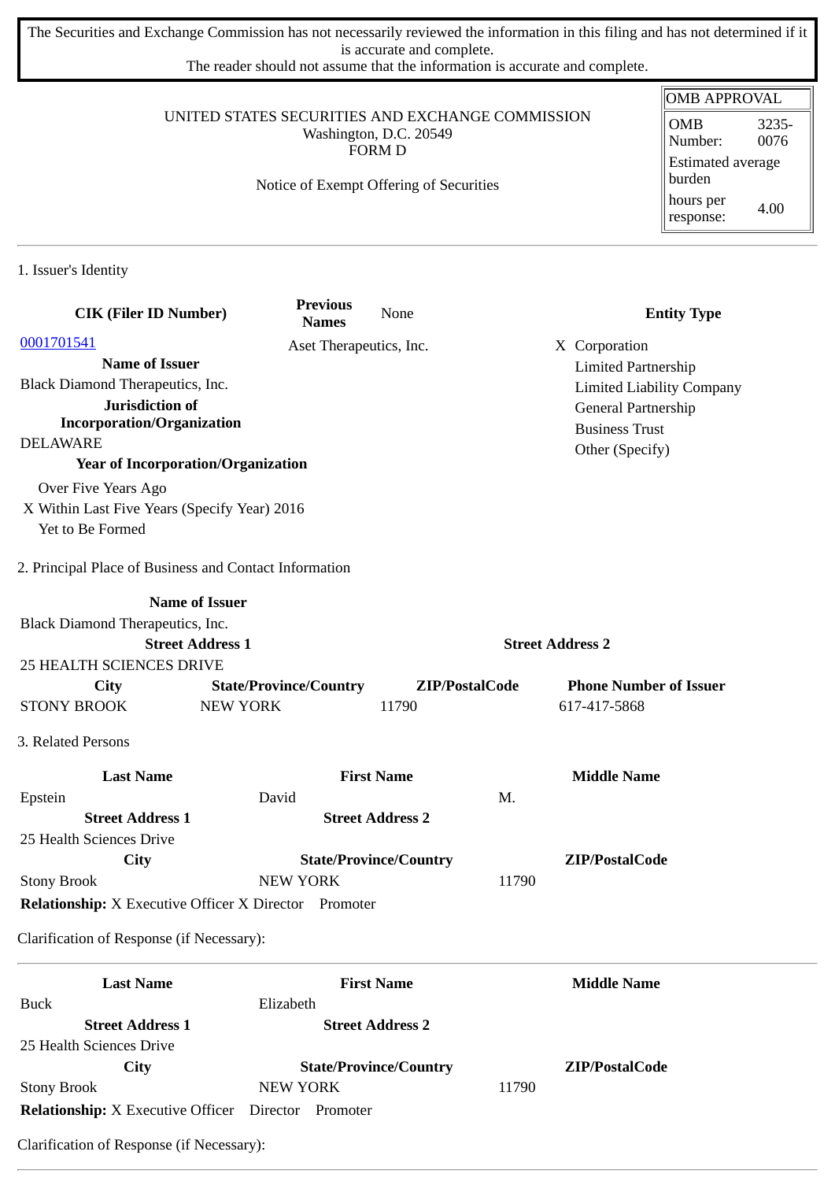The Securities and Exchange Commission has not necessarily reviewed the information in this filing and has not determined if it is accurate and complete.
The reader should not assume that the information is accurate and complete.

| OMB APPROVAL | |
|---|---|
| OMB Number: | 3235-0076 |
| Estimated average burden | |
| hours per response: | 4.00 |

UNITED STATES SECURITIES AND EXCHANGE COMMISSION
Washington, D.C. 20549
FORM D

Notice of Exempt Offering of Securities

## 1. Issuer's Identity

| CIK (Filer ID Number) | Previous Names | None | Entity Type |
|---|---|---|---|
| 0001701541 | Aset Therapeutics, Inc. | | X Corporation |
| **Name of Issuer** | | | Limited Partnership |
| Black Diamond Therapeutics, Inc. | | | Limited Liability Company |
| **Jurisdiction of Incorporation/Organization** | | | General Partnership |
| DELAWARE | | | Business Trust |
| **Year of Incorporation/Organization** | | | Other (Specify) |

Over Five Years Ago
X Within Last Five Years (Specify Year) 2016
Yet to Be Formed

## 2. Principal Place of Business and Contact Information

| Name of Issuer | | | |
|---|---|---|---|
| Black Diamond Therapeutics, Inc. | | | |
| **Street Address 1** | | **Street Address 2** | |
| 25 HEALTH SCIENCES DRIVE | | | |
| **City** | **State/Province/Country** | **ZIP/PostalCode** | **Phone Number of Issuer** |
| STONY BROOK | NEW YORK | 11790 | 617-417-5868 |

## 3. Related Persons

| Last Name | First Name | Middle Name |
|---|---|---|
| Epstein | David | M. |
| **Street Address 1** | **Street Address 2** | |
| 25 Health Sciences Drive | | |
| **City** | **State/Province/Country** | **ZIP/PostalCode** |
| Stony Brook | NEW YORK | 11790 |

**Relationship:** X Executive Officer X Director Promoter

Clarification of Response (if Necessary):

| Last Name | First Name | Middle Name |
|---|---|---|
| Buck | Elizabeth | |
| **Street Address 1** | **Street Address 2** | |
| 25 Health Sciences Drive | | |
| **City** | **State/Province/Country** | **ZIP/PostalCode** |
| Stony Brook | NEW YORK | 11790 |

**Relationship:** X Executive Officer Director Promoter

Clarification of Response (if Necessary):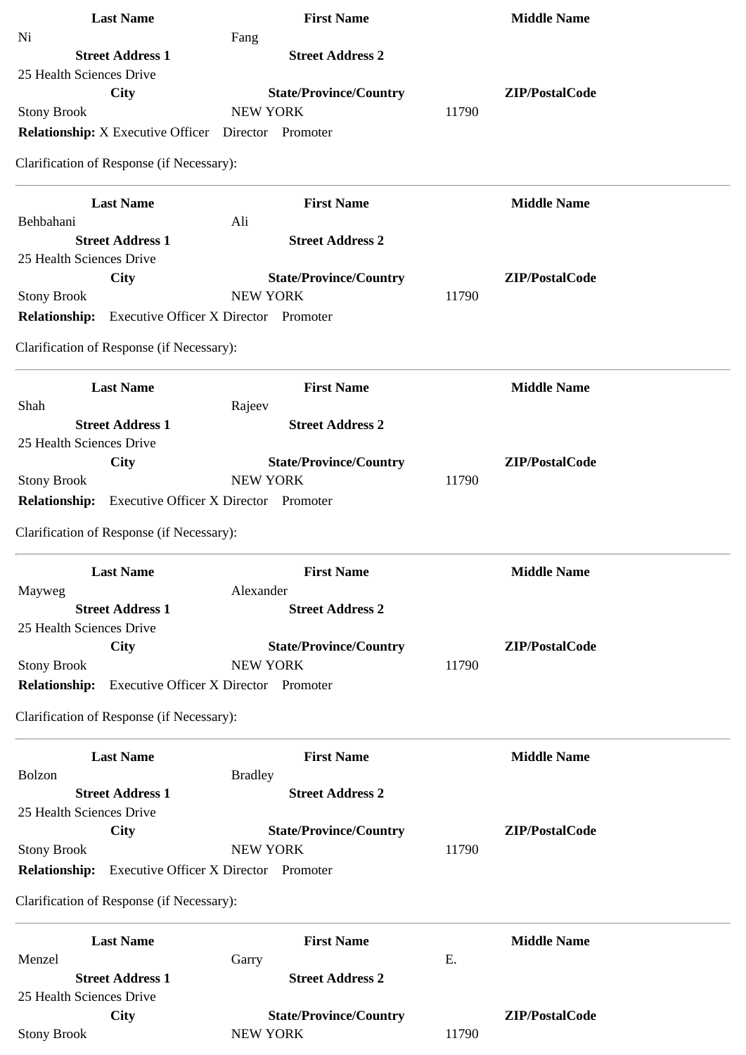| Last Name | First Name | Middle Name |
| --- | --- | --- |
| Ni | Fang | |
| **Street Address 1** | **Street Address 2** | |
| 25 Health Sciences Drive | | |
| **City** | **State/Province/Country** | **ZIP/PostalCode** |
| Stony Brook | NEW YORK | 11790 |

**Relationship:** X Executive Officer Director Promoter

Clarification of Response (if Necessary):

---

| Last Name | First Name | Middle Name |
| --- | --- | --- |
| Behbahani | Ali | |
| **Street Address 1** | **Street Address 2** | |
| 25 Health Sciences Drive | | |
| **City** | **State/Province/Country** | **ZIP/PostalCode** |
| Stony Brook | NEW YORK | 11790 |

**Relationship:** Executive Officer X Director Promoter

Clarification of Response (if Necessary):

---

| Last Name | First Name | Middle Name |
| --- | --- | --- |
| Shah | Rajeev | |
| **Street Address 1** | **Street Address 2** | |
| 25 Health Sciences Drive | | |
| **City** | **State/Province/Country** | **ZIP/PostalCode** |
| Stony Brook | NEW YORK | 11790 |

**Relationship:** Executive Officer X Director Promoter

Clarification of Response (if Necessary):

---

| Last Name | First Name | Middle Name |
| --- | --- | --- |
| Mayweg | Alexander | |
| **Street Address 1** | **Street Address 2** | |
| 25 Health Sciences Drive | | |
| **City** | **State/Province/Country** | **ZIP/PostalCode** |
| Stony Brook | NEW YORK | 11790 |

**Relationship:** Executive Officer X Director Promoter

Clarification of Response (if Necessary):

---

| Last Name | First Name | Middle Name |
| --- | --- | --- |
| Bolzon | Bradley | |
| **Street Address 1** | **Street Address 2** | |
| 25 Health Sciences Drive | | |
| **City** | **State/Province/Country** | **ZIP/PostalCode** |
| Stony Brook | NEW YORK | 11790 |

**Relationship:** Executive Officer X Director Promoter

Clarification of Response (if Necessary):

---

| Last Name | First Name | Middle Name |
| --- | --- | --- |
| Menzel | Garry | E. |
| **Street Address 1** | **Street Address 2** | |
| 25 Health Sciences Drive | | |
| **City** | **State/Province/Country** | **ZIP/PostalCode** |
| Stony Brook | NEW YORK | 11790 |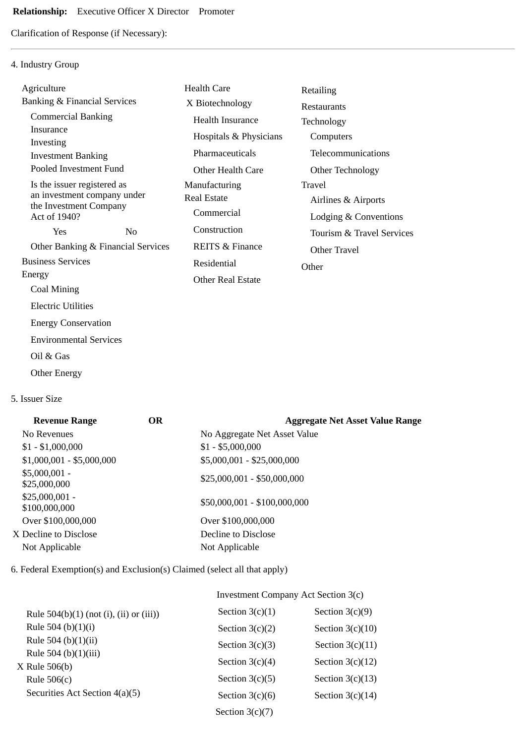**Relationship:** Executive Officer X Director Promoter

Clarification of Response (if Necessary):

---

4. Industry Group

Agriculture
Banking & Financial Services
- Commercial Banking
- Insurance
- Investing
- Investment Banking
- Pooled Investment Fund
- Is the issuer registered as an investment company under the Investment Company Act of 1940?
  - Yes No
- Other Banking & Financial Services

Business Services
Energy
- Coal Mining
- Electric Utilities
- Energy Conservation
- Environmental Services
- Oil & Gas
- Other Energy

Health Care
- X Biotechnology
- Health Insurance
- Hospitals & Physicians
- Pharmaceuticals
- Other Health Care

Manufacturing
Real Estate
- Commercial
- Construction
- REITS & Finance
- Residential
- Other Real Estate

Retailing
Restaurants
Technology
- Computers
- Telecommunications
- Other Technology

Travel
- Airlines & Airports
- Lodging & Conventions
- Tourism & Travel Services
- Other Travel

Other

5. Issuer Size

| Revenue Range | OR | Aggregate Net Asset Value Range |
|---|---|---|
| No Revenues | | No Aggregate Net Asset Value |
| $1 - $1,000,000 | | $1 - $5,000,000 |
| $1,000,001 - $5,000,000 | | $5,000,001 - $25,000,000 |
| $5,000,001 - $25,000,000 | | $25,000,001 - $50,000,000 |
| $25,000,001 - $100,000,000 | | $50,000,001 - $100,000,000 |
| Over $100,000,000 | | Over $100,000,000 |
| X Decline to Disclose | | Decline to Disclose |
| Not Applicable | | Not Applicable |

6. Federal Exemption(s) and Exclusion(s) Claimed (select all that apply)

- Rule 504(b)(1) (not (i), (ii) or (iii))
- Rule 504 (b)(1)(i)
- Rule 504 (b)(1)(ii)
- Rule 504 (b)(1)(iii)
- X Rule 506(b)
- Rule 506(c)
- Securities Act Section 4(a)(5)

Investment Company Act Section 3(c)

| | |
|---|---|
| Section 3(c)(1) | Section 3(c)(9) |
| Section 3(c)(2) | Section 3(c)(10) |
| Section 3(c)(3) | Section 3(c)(11) |
| Section 3(c)(4) | Section 3(c)(12) |
| Section 3(c)(5) | Section 3(c)(13) |
| Section 3(c)(6) | Section 3(c)(14) |
| Section 3(c)(7) | |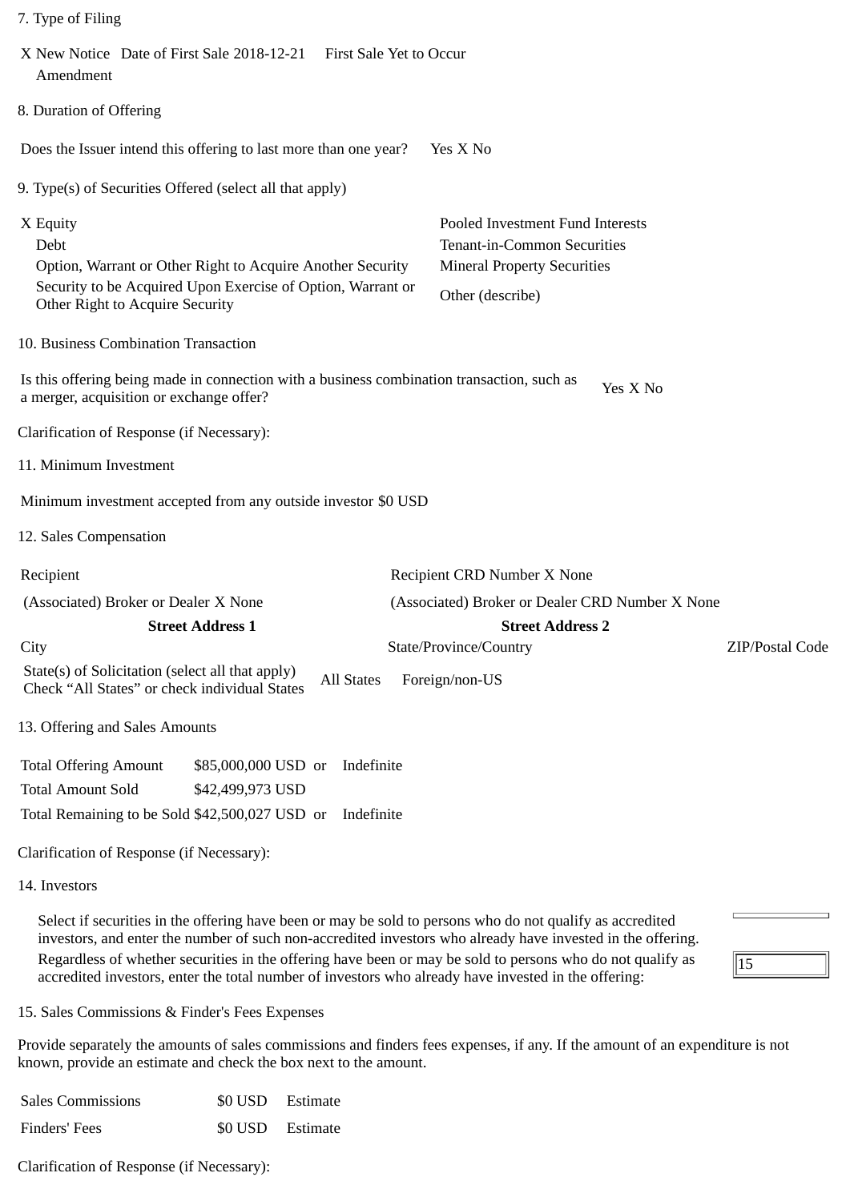7. Type of Filing

X New Notice Date of First Sale 2018-12-21 First Sale Yet to Occur
Amendment

8. Duration of Offering

Does the Issuer intend this offering to last more than one year? Yes X No

9. Type(s) of Securities Offered (select all that apply)

| | |
|---|---|
| X Equity | Pooled Investment Fund Interests |
| Debt | Tenant-in-Common Securities |
| Option, Warrant or Other Right to Acquire Another Security | Mineral Property Securities |
| Security to be Acquired Upon Exercise of Option, Warrant or Other Right to Acquire Security | Other (describe) |

10. Business Combination Transaction

Is this offering being made in connection with a business combination transaction, such as a merger, acquisition or exchange offer? Yes X No

Clarification of Response (if Necessary):

11. Minimum Investment

Minimum investment accepted from any outside investor $0 USD

12. Sales Compensation

| | | |
|---|---|---|
| Recipient | Recipient CRD Number X None | |
| (Associated) Broker or Dealer X None | (Associated) Broker or Dealer CRD Number X None | |
| **Street Address 1** | **Street Address 2** | |
| City | State/Province/Country | ZIP/Postal Code |

State(s) of Solicitation (select all that apply)
Check "All States" or check individual States All States Foreign/non-US

13. Offering and Sales Amounts

| | | | |
|---|---|---|---|
| Total Offering Amount | $85,000,000 USD | or | Indefinite |
| Total Amount Sold | $42,499,973 USD | | |
| Total Remaining to be Sold | $42,500,027 USD | or | Indefinite |

Clarification of Response (if Necessary):

14. Investors

Select if securities in the offering have been or may be sold to persons who do not qualify as accredited investors, and enter the number of such non-accredited investors who already have invested in the offering.

Regardless of whether securities in the offering have been or may be sold to persons who do not qualify as accredited investors, enter the total number of investors who already have invested in the offering: 15

15. Sales Commissions & Finder's Fees Expenses

Provide separately the amounts of sales commissions and finders fees expenses, if any. If the amount of an expenditure is not known, provide an estimate and check the box next to the amount.

| | | |
|---|---|---|
| Sales Commissions | $0 USD | Estimate |
| Finders' Fees | $0 USD | Estimate |

Clarification of Response (if Necessary):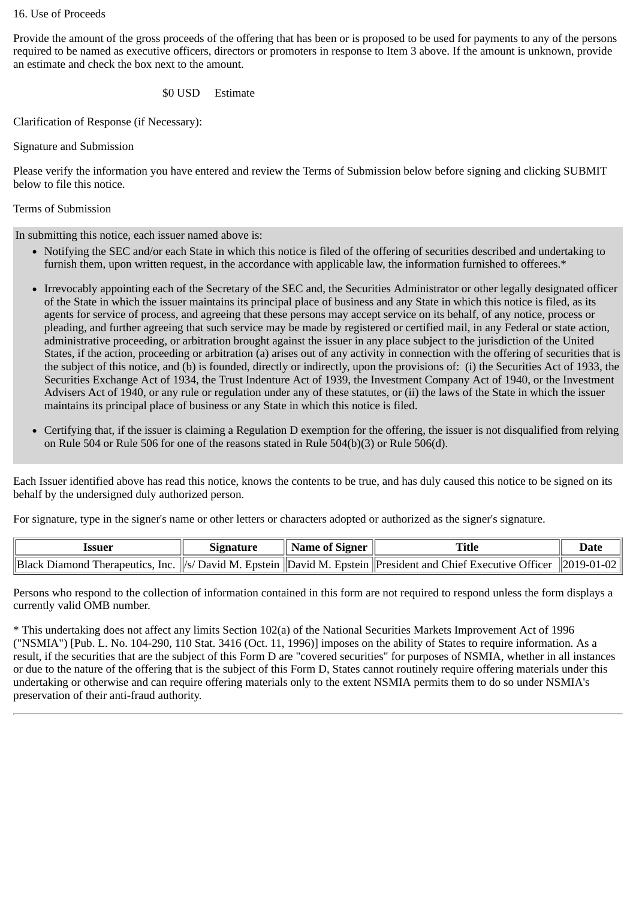16. Use of Proceeds

Provide the amount of the gross proceeds of the offering that has been or is proposed to be used for payments to any of the persons required to be named as executive officers, directors or promoters in response to Item 3 above. If the amount is unknown, provide an estimate and check the box next to the amount.

$0 USD Estimate

Clarification of Response (if Necessary):

Signature and Submission

Please verify the information you have entered and review the Terms of Submission below before signing and clicking SUBMIT below to file this notice.

Terms of Submission

In submitting this notice, each issuer named above is:

- Notifying the SEC and/or each State in which this notice is filed of the offering of securities described and undertaking to furnish them, upon written request, in the accordance with applicable law, the information furnished to offerees.*
- Irrevocably appointing each of the Secretary of the SEC and, the Securities Administrator or other legally designated officer of the State in which the issuer maintains its principal place of business and any State in which this notice is filed, as its agents for service of process, and agreeing that these persons may accept service on its behalf, of any notice, process or pleading, and further agreeing that such service may be made by registered or certified mail, in any Federal or state action, administrative proceeding, or arbitration brought against the issuer in any place subject to the jurisdiction of the United States, if the action, proceeding or arbitration (a) arises out of any activity in connection with the offering of securities that is the subject of this notice, and (b) is founded, directly or indirectly, upon the provisions of: (i) the Securities Act of 1933, the Securities Exchange Act of 1934, the Trust Indenture Act of 1939, the Investment Company Act of 1940, or the Investment Advisers Act of 1940, or any rule or regulation under any of these statutes, or (ii) the laws of the State in which the issuer maintains its principal place of business or any State in which this notice is filed.
- Certifying that, if the issuer is claiming a Regulation D exemption for the offering, the issuer is not disqualified from relying on Rule 504 or Rule 506 for one of the reasons stated in Rule 504(b)(3) or Rule 506(d).

Each Issuer identified above has read this notice, knows the contents to be true, and has duly caused this notice to be signed on its behalf by the undersigned duly authorized person.

For signature, type in the signer's name or other letters or characters adopted or authorized as the signer's signature.

| Issuer | Signature | Name of Signer | Title | Date |
|---|---|---|---|---|
| Black Diamond Therapeutics, Inc. | /s/ David M. Epstein | David M. Epstein | President and Chief Executive Officer | 2019-01-02 |

Persons who respond to the collection of information contained in this form are not required to respond unless the form displays a currently valid OMB number.

* This undertaking does not affect any limits Section 102(a) of the National Securities Markets Improvement Act of 1996 ("NSMIA") [Pub. L. No. 104-290, 110 Stat. 3416 (Oct. 11, 1996)] imposes on the ability of States to require information. As a result, if the securities that are the subject of this Form D are "covered securities" for purposes of NSMIA, whether in all instances or due to the nature of the offering that is the subject of this Form D, States cannot routinely require offering materials under this undertaking or otherwise and can require offering materials only to the extent NSMIA permits them to do so under NSMIA's preservation of their anti-fraud authority.